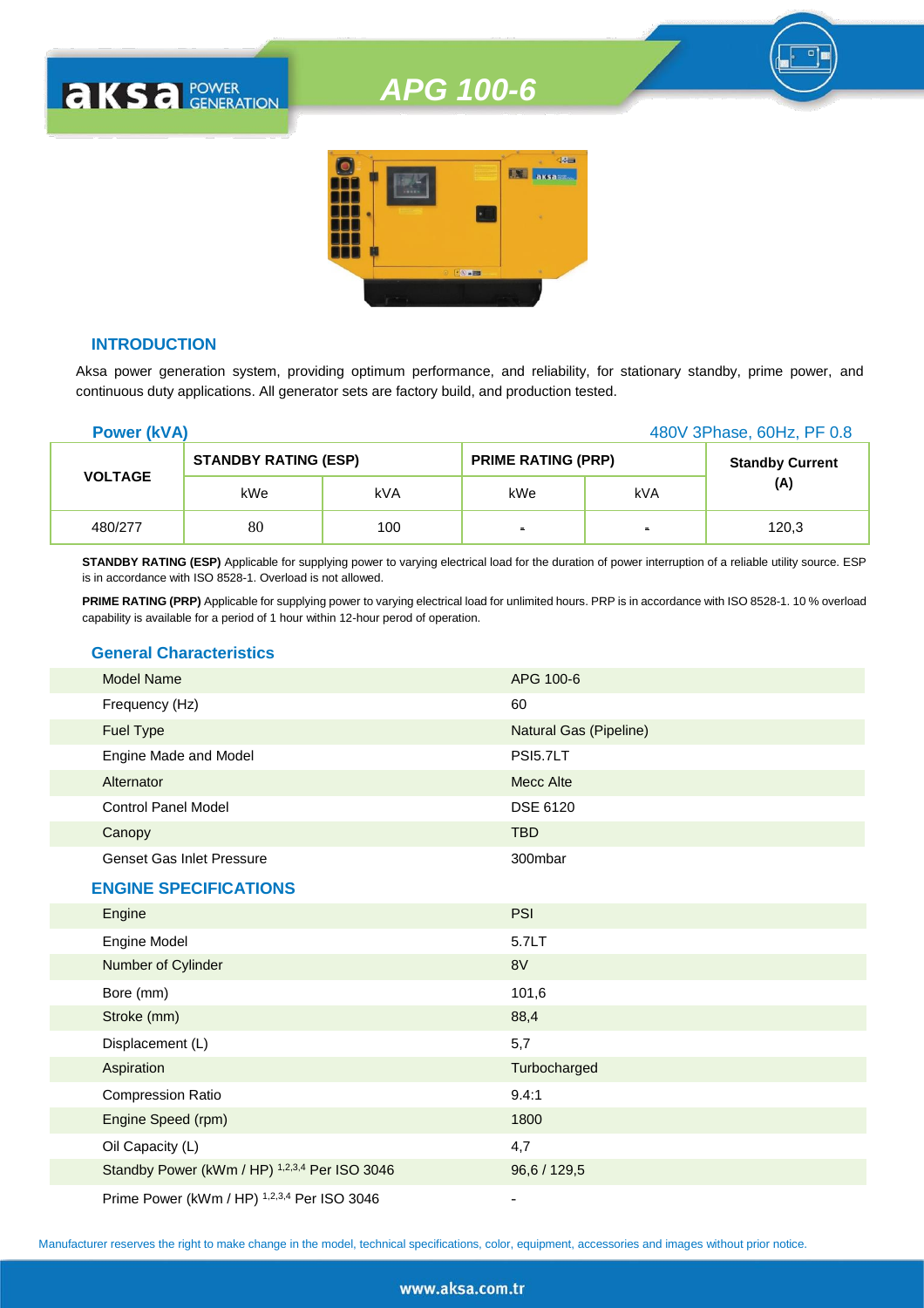# APG 100-6

## INTRODUCTION

Aksa power generation system, providing optimum performance, and reliability, for stationary standby, prime power, and continuous duty applications. All generator sets are factory build, and production tested.

**Power (kVA)** 480V 3Phase, 60Hz, PF 0.8

| VOLTAGE | STANDBY RATING (ESP) | | PRIME RATING (PRP) | | Standby Current (A) |
|---|---|---|---|---|---|
| | kWe | kVA | kWe | kVA | |
| 480/277 | 80 | 100 | - | - | 120,3 |

**STANDBY RATING (ESP)** Applicable for supplying power to varying electrical load for the duration of power interruption of a reliable utility source. ESP is in accordance with ISO 8528-1. Overload is not allowed.

**PRIME RATING (PRP)** Applicable for supplying power to varying electrical load for unlimited hours. PRP is in accordance with ISO 8528-1. 10 % overload capability is available for a period of 1 hour within 12-hour perod of operation.

## General Characteristics

| | |
|---|---|
| Model Name | APG 100-6 |
| Frequency (Hz) | 60 |
| Fuel Type | Natural Gas (Pipeline) |
| Engine Made and Model | PSI5.7LT |
| Alternator | Mecc Alte |
| Control Panel Model | DSE 6120 |
| Canopy | TBD |
| Genset Gas Inlet Pressure | 300mbar |

## ENGINE SPECIFICATIONS

| | |
|---|---|
| Engine | PSI |
| Engine Model | 5.7LT |
| Number of Cylinder | 8V |
| Bore (mm) | 101,6 |
| Stroke (mm) | 88,4 |
| Displacement (L) | 5,7 |
| Aspiration | Turbocharged |
| Compression Ratio | 9.4:1 |
| Engine Speed (rpm) | 1800 |
| Oil Capacity (L) | 4,7 |
| Standby Power (kWm / HP) [1,2,3,4] Per ISO 3046 | 96,6 / 129,5 |
| Prime Power (kWm / HP) [1,2,3,4] Per ISO 3046 | - |

Manufacturer reserves the right to make change in the model, technical specifications, color, equipment, accessories and images without prior notice.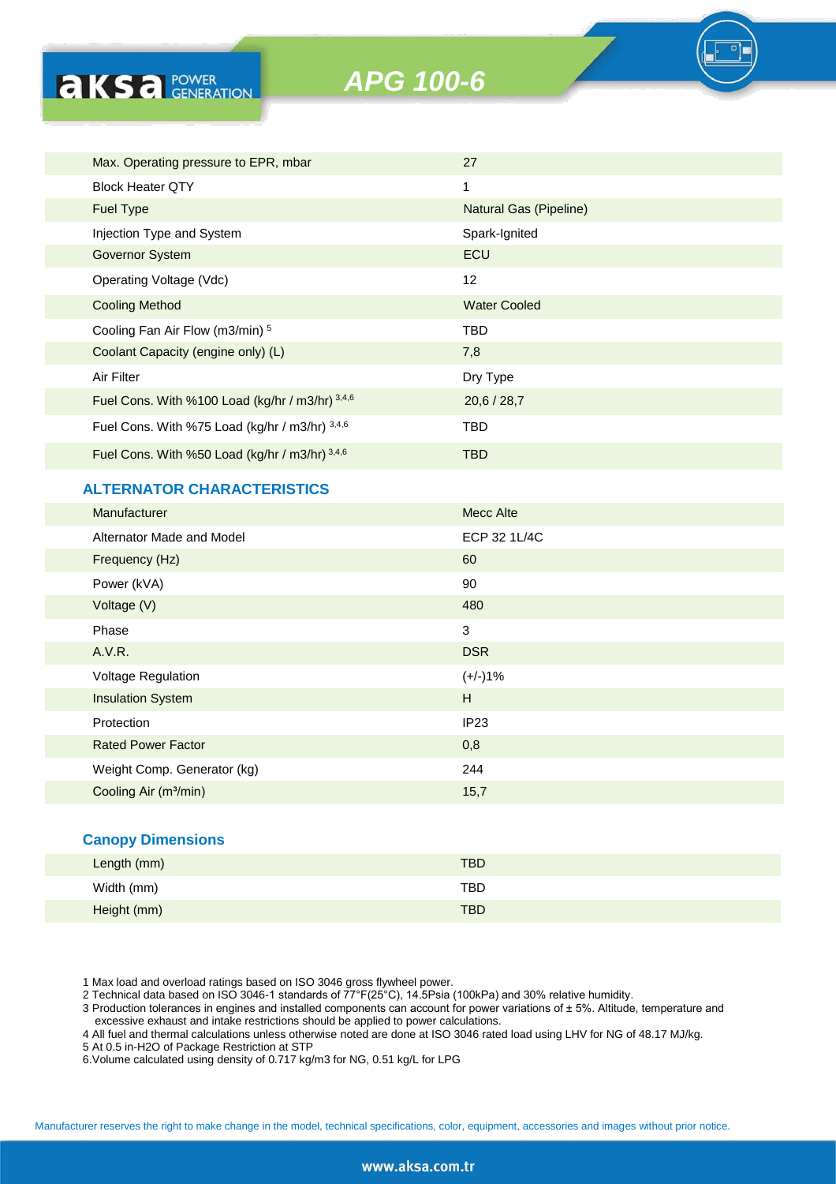# APG 100-6

| | |
|---|---|
| Max. Operating pressure to EPR, mbar | 27 |
| Block Heater QTY | 1 |
| Fuel Type | Natural Gas (Pipeline) |
| Injection Type and System | Spark-Ignited |
| Governor System | ECU |
| Operating Voltage (Vdc) | 12 |
| Cooling Method | Water Cooled |
| Cooling Fan Air Flow (m3/min) [5] | TBD |
| Coolant Capacity (engine only) (L) | 7,8 |
| Air Filter | Dry Type |
| Fuel Cons. With %100 Load (kg/hr / m3/hr) [3,4,6] | 20,6 / 28,7 |
| Fuel Cons. With %75 Load (kg/hr / m3/hr) [3,4,6] | TBD |
| Fuel Cons. With %50 Load (kg/hr / m3/hr) [3,4,6] | TBD |

## ALTERNATOR CHARACTERISTICS

| | |
|---|---|
| Manufacturer | Mecc Alte |
| Alternator Made and Model | ECP 32 1L/4C |
| Frequency (Hz) | 60 |
| Power (kVA) | 90 |
| Voltage (V) | 480 |
| Phase | 3 |
| A.V.R. | DSR |
| Voltage Regulation | (+/-)1% |
| Insulation System | H |
| Protection | IP23 |
| Rated Power Factor | 0,8 |
| Weight Comp. Generator (kg) | 244 |
| Cooling Air (m³/min) | 15,7 |

## Canopy Dimensions

| | |
|---|---|
| Length (mm) | TBD |
| Width (mm) | TBD |
| Height (mm) | TBD |

1 Max load and overload ratings based on ISO 3046 gross flywheel power.
2 Technical data based on ISO 3046-1 standards of 77°F(25°C), 14.5Psia (100kPa) and 30% relative humidity.
3 Production tolerances in engines and installed components can account for power variations of ± 5%. Altitude, temperature and excessive exhaust and intake restrictions should be applied to power calculations.
4 All fuel and thermal calculations unless otherwise noted are done at ISO 3046 rated load using LHV for NG of 48.17 MJ/kg.
5 At 0.5 in-H2O of Package Restriction at STP
6.Volume calculated using density of 0.717 kg/m3 for NG, 0.51 kg/L for LPG

Manufacturer reserves the right to make change in the model, technical specifications, color, equipment, accessories and images without prior notice.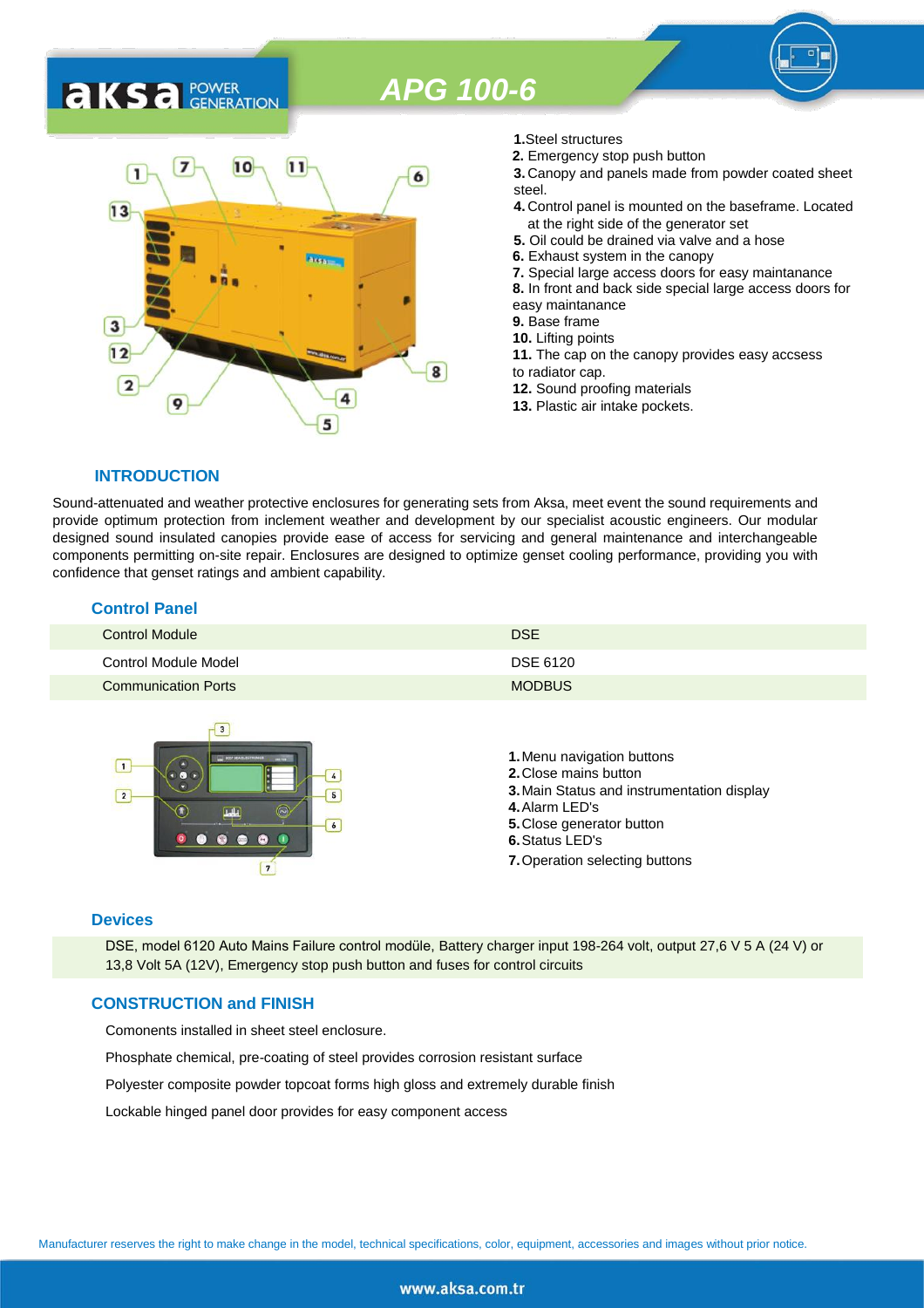# APG 100-6

1. Steel structures
2. Emergency stop push button
3. Canopy and panels made from powder coated sheet steel.
4. Control panel is mounted on the baseframe. Located at the right side of the generator set
5. Oil could be drained via valve and a hose
6. Exhaust system in the canopy
7. Special large access doors for easy maintanance
8. In front and back side special large access doors for easy maintanance
9. Base frame
10. Lifting points
11. The cap on the canopy provides easy accsess to radiator cap.
12. Sound proofing materials
13. Plastic air intake pockets.

## INTRODUCTION

Sound-attenuated and weather protective enclosures for generating sets from Aksa, meet event the sound requirements and provide optimum protection from inclement weather and development by our specialist acoustic engineers. Our modular designed sound insulated canopies provide ease of access for servicing and general maintenance and interchangeable components permitting on-site repair. Enclosures are designed to optimize genset cooling performance, providing you with confidence that genset ratings and ambient capability.

## Control Panel

| | |
|---|---|
| Control Module | DSE |
| Control Module Model | DSE 6120 |
| Communication Ports | MODBUS |

1. Menu navigation buttons
2. Close mains button
3. Main Status and instrumentation display
4. Alarm LED's
5. Close generator button
6. Status LED's
7. Operation selecting buttons

## Devices

DSE, model 6120 Auto Mains Failure control modüle, Battery charger input 198-264 volt, output 27,6 V 5 A (24 V) or 13,8 Volt 5A (12V), Emergency stop push button and fuses for control circuits

## CONSTRUCTION and FINISH

Comonents installed in sheet steel enclosure.

Phosphate chemical, pre-coating of steel provides corrosion resistant surface

Polyester composite powder topcoat forms high gloss and extremely durable finish

Lockable hinged panel door provides for easy component access

Manufacturer reserves the right to make change in the model, technical specifications, color, equipment, accessories and images without prior notice.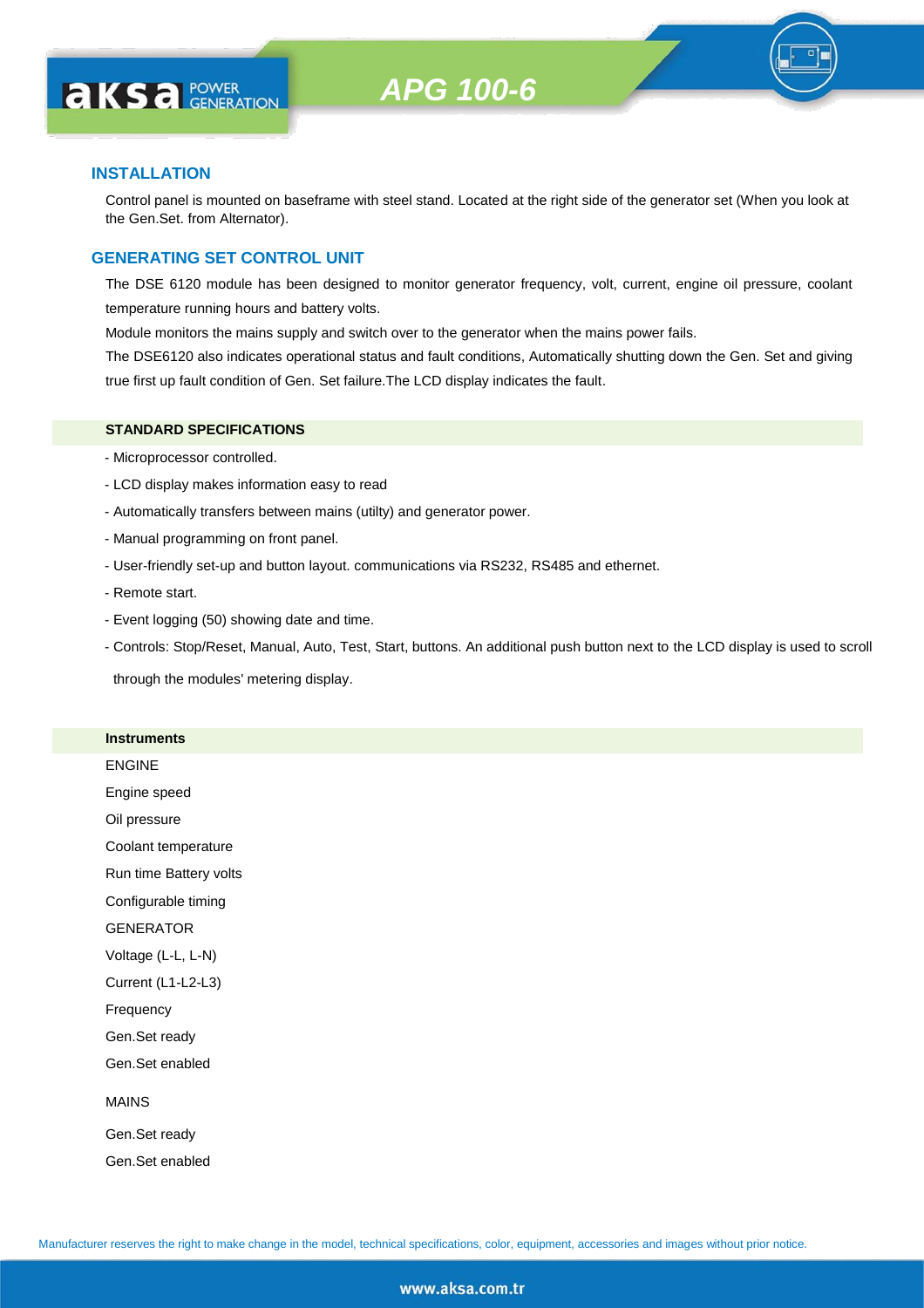## INSTALLATION

Control panel is mounted on baseframe with steel stand. Located at the right side of the generator set (When you look at the Gen.Set. from Alternator).

## GENERATING SET CONTROL UNIT

The DSE 6120 module has been designed to monitor generator frequency, volt, current, engine oil pressure, coolant temperature running hours and battery volts.

Module monitors the mains supply and switch over to the generator when the mains power fails.

The DSE6120 also indicates operational status and fault conditions, Automatically shutting down the Gen. Set and giving true first up fault condition of Gen. Set failure.The LCD display indicates the fault.

### STANDARD SPECIFICATIONS

- Microprocessor controlled.
- LCD display makes information easy to read
- Automatically transfers between mains (utilty) and generator power.
- Manual programming on front panel.
- User-friendly set-up and button layout. communications via RS232, RS485 and ethernet.
- Remote start.
- Event logging (50) showing date and time.
- Controls: Stop/Reset, Manual, Auto, Test, Start, buttons. An additional push button next to the LCD display is used to scroll through the modules' metering display.

### Instruments

ENGINE

Engine speed

Oil pressure

Coolant temperature

Run time Battery volts

Configurable timing

GENERATOR

Voltage (L-L, L-N)

Current (L1-L2-L3)

Frequency

Gen.Set ready

Gen.Set enabled

MAINS

Gen.Set ready

Gen.Set enabled

Manufacturer reserves the right to make change in the model, technical specifications, color, equipment, accessories and images without prior notice.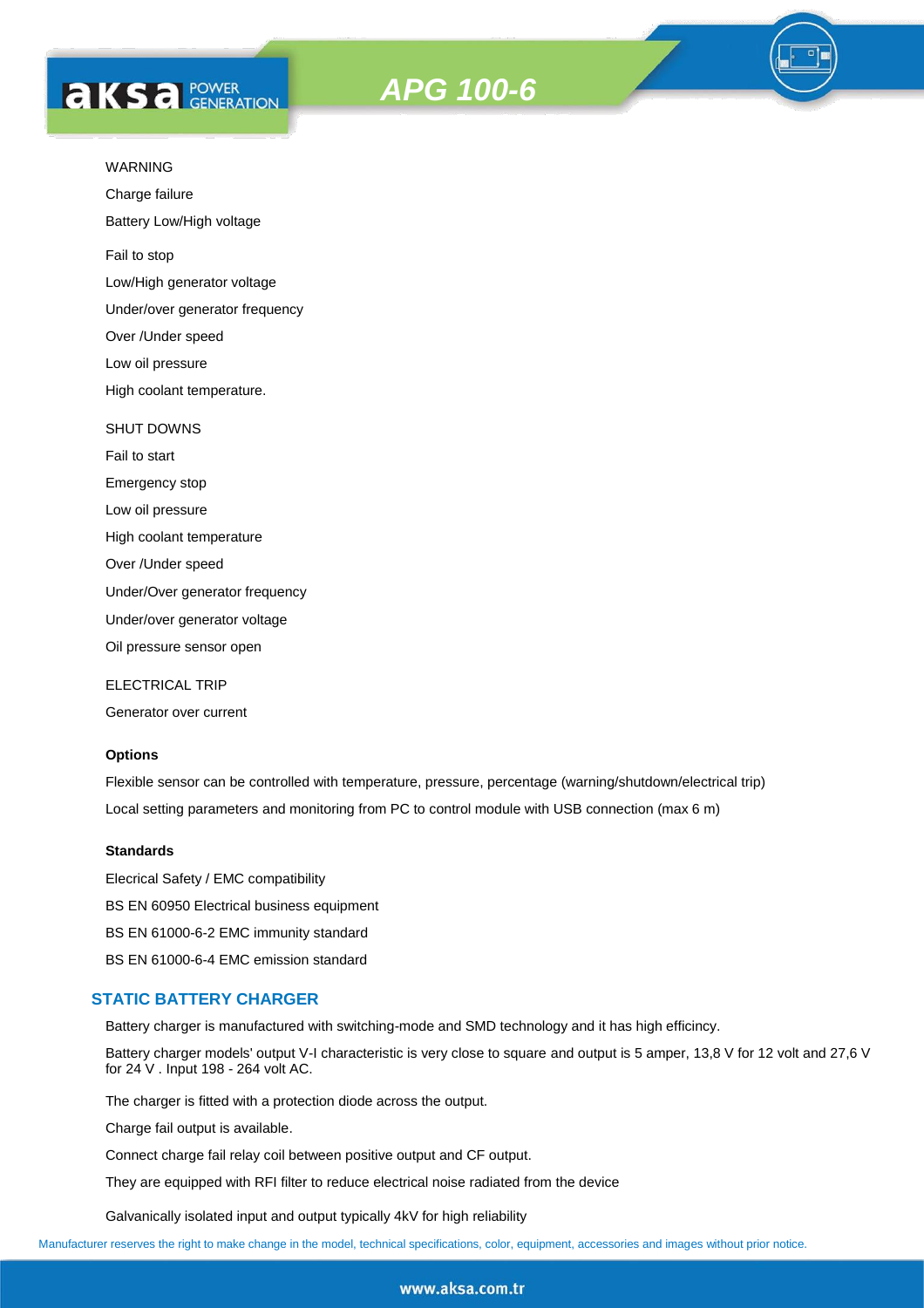WARNING

Charge failure

Battery Low/High voltage

Fail to stop

Low/High generator voltage

Under/over generator frequency

Over /Under speed

Low oil pressure

High coolant temperature.

SHUT DOWNS

Fail to start

Emergency stop

Low oil pressure

High coolant temperature

Over /Under speed

Under/Over generator frequency

Under/over generator voltage

Oil pressure sensor open

ELECTRICAL TRIP

Generator over current

**Options**

Flexible sensor can be controlled with temperature, pressure, percentage (warning/shutdown/electrical trip)

Local setting parameters and monitoring from PC to control module with USB connection (max 6 m)

**Standards**

Elecrical Safety / EMC compatibility

BS EN 60950 Electrical business equipment

BS EN 61000-6-2 EMC immunity standard

BS EN 61000-6-4 EMC emission standard

## STATIC BATTERY CHARGER

Battery charger is manufactured with switching-mode and SMD technology and it has high efficincy.

Battery charger models' output V-I characteristic is very close to square and output is 5 amper, 13,8 V for 12 volt and 27,6 V for 24 V . Input 198 - 264 volt AC.

The charger is fitted with a protection diode across the output.

Charge fail output is available.

Connect charge fail relay coil between positive output and CF output.

They are equipped with RFI filter to reduce electrical noise radiated from the device

Galvanically isolated input and output typically 4kV for high reliability

Manufacturer reserves the right to make change in the model, technical specifications, color, equipment, accessories and images without prior notice.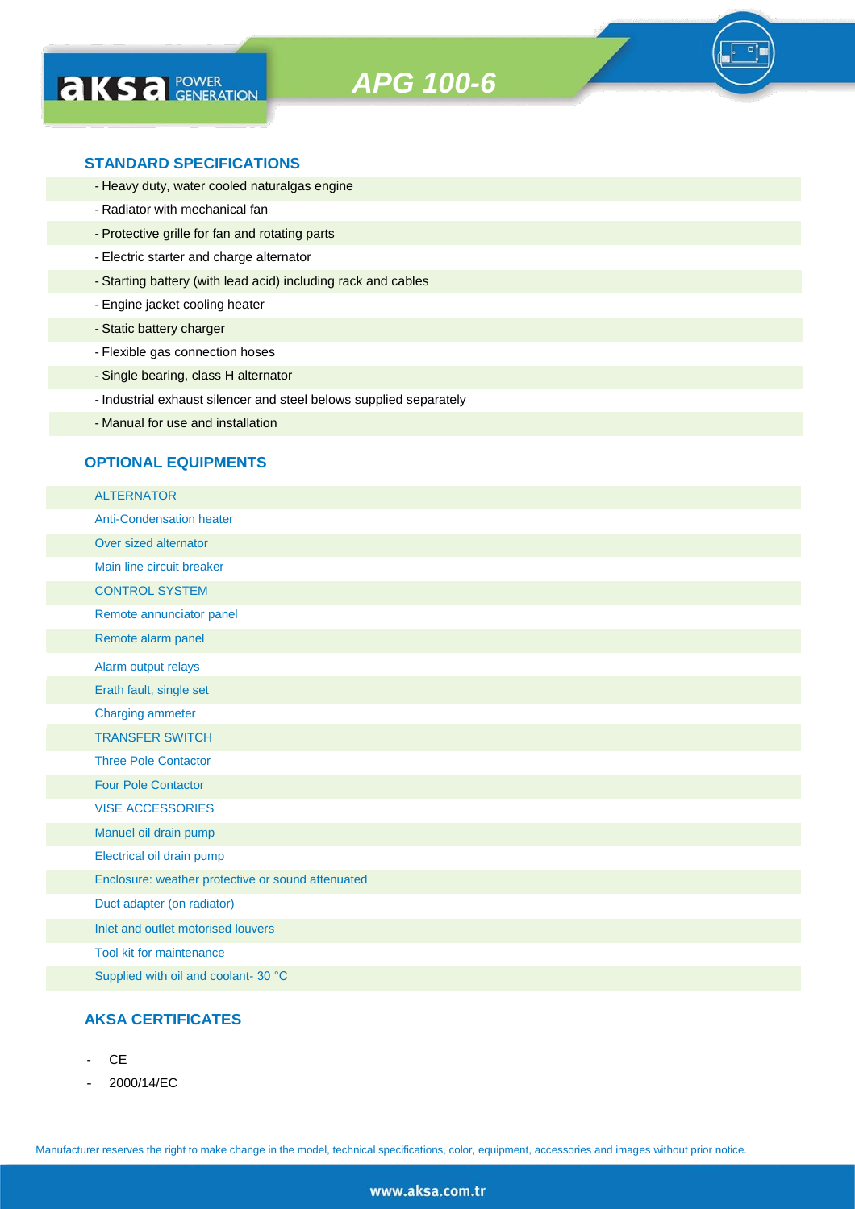# APG 100-6

## STANDARD SPECIFICATIONS

- Heavy duty, water cooled naturalgas engine
- Radiator with mechanical fan
- Protective grille for fan and rotating parts
- Electric starter and charge alternator
- Starting battery (with lead acid) including rack and cables
- Engine jacket cooling heater
- Static battery charger
- Flexible gas connection hoses
- Single bearing, class H alternator
- Industrial exhaust silencer and steel belows supplied separately
- Manual for use and installation

## OPTIONAL EQUIPMENTS

ALTERNATOR

Anti-Condensation heater

Over sized alternator

Main line circuit breaker

CONTROL SYSTEM

Remote annunciator panel

Remote alarm panel

Alarm output relays

Erath fault, single set

Charging ammeter

TRANSFER SWITCH

Three Pole Contactor

Four Pole Contactor

VISE ACCESSORIES

Manuel oil drain pump

Electrical oil drain pump

Enclosure: weather protective or sound attenuated

Duct adapter (on radiator)

Inlet and outlet motorised louvers

Tool kit for maintenance

Supplied with oil and coolant- 30 °C

## AKSA CERTIFICATES

- CE
- 2000/14/EC

Manufacturer reserves the right to make change in the model, technical specifications, color, equipment, accessories and images without prior notice.